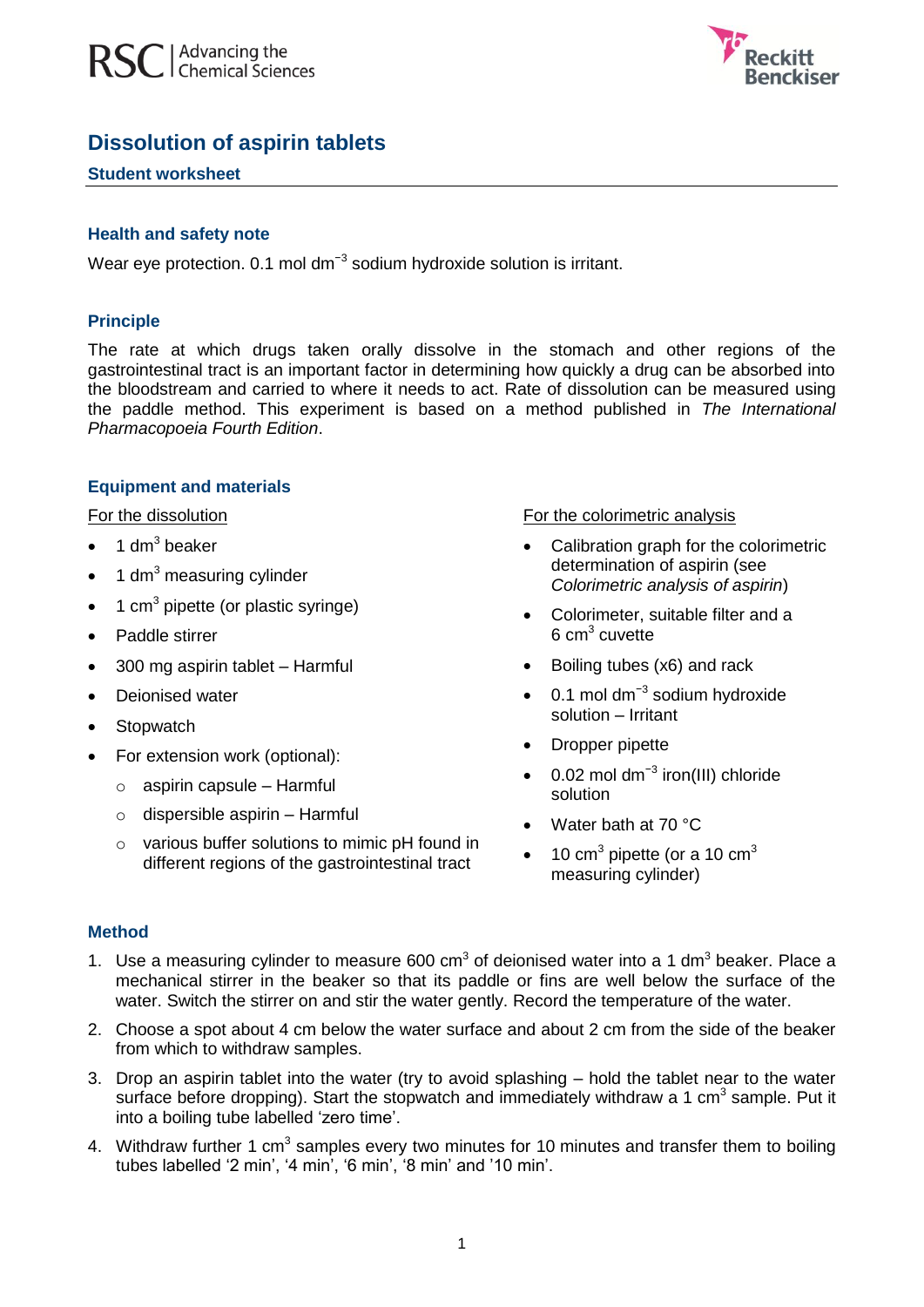# Dissolution of aspirin tablets

## Student worksheet

### Health and safety note

Wear eye protection. 0.1 mol $dm^{-3}$ sodium hydroxide solution is irritant.

### Principle

The rate at which drugs taken orally dissolve in the stomach and other regions of the gastrointestinal tract is an important factor in determining how quickly a drug can be absorbed into the bloodstream and carried to where it needs to act. Rate of dissolution can be measured using the paddle method. This experiment is based on a method published in *The International Pharmacopoeia Fourth Edition*.

### Equipment and materials

For the dissolution

- 1 $dm^3$ beaker
- 1 $dm^3$ measuring cylinder
- 1 $cm^3$ pipette (or plastic syringe)
- Paddle stirrer
- 300 mg aspirin tablet – Harmful
- Deionised water
- Stopwatch
- For extension work (optional):
  - aspirin capsule – Harmful
  - dispersible aspirin – Harmful
  - various buffer solutions to mimic pH found in different regions of the gastrointestinal tract

For the colorimetric analysis

- Calibration graph for the colorimetric determination of aspirin (see *Colorimetric analysis of aspirin*)
- Colorimeter, suitable filter and a 6 $cm^3$ cuvette
- Boiling tubes (x6) and rack
- 0.1 mol $dm^{-3}$ sodium hydroxide solution – Irritant
- Dropper pipette
- 0.02 mol $dm^{-3}$ iron(III) chloride solution
- Water bath at 70 °C
- 10 $cm^3$ pipette (or a 10 $cm^3$ measuring cylinder)

### Method

1. Use a measuring cylinder to measure 600 $cm^3$ of deionised water into a 1 $dm^3$ beaker. Place a mechanical stirrer in the beaker so that its paddle or fins are well below the surface of the water. Switch the stirrer on and stir the water gently. Record the temperature of the water.
2. Choose a spot about 4 cm below the water surface and about 2 cm from the side of the beaker from which to withdraw samples.
3. Drop an aspirin tablet into the water (try to avoid splashing – hold the tablet near to the water surface before dropping). Start the stopwatch and immediately withdraw a 1 $cm^3$ sample. Put it into a boiling tube labelled 'zero time'.
4. Withdraw further 1 $cm^3$ samples every two minutes for 10 minutes and transfer them to boiling tubes labelled '2 min', '4 min', '6 min', '8 min' and '10 min'.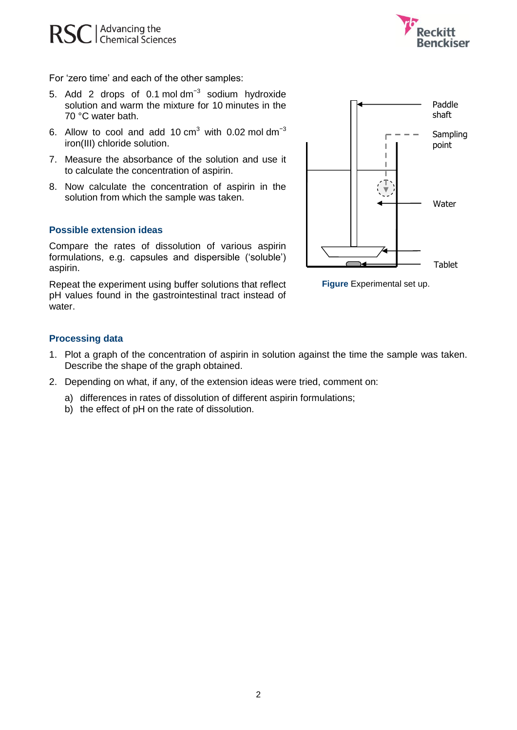For 'zero time' and each of the other samples:

5. Add 2 drops of 0.1 mol dm$^{-3}$ sodium hydroxide solution and warm the mixture for 10 minutes in the 70 °C water bath.
6. Allow to cool and add 10 cm$^{3}$ with 0.02 mol dm$^{-3}$ iron(III) chloride solution.
7. Measure the absorbance of the solution and use it to calculate the concentration of aspirin.
8. Now calculate the concentration of aspirin in the solution from which the sample was taken.

Paddle shaft

Sampling point

Water

Tablet

**Figure** Experimental set up.

### Possible extension ideas

Compare the rates of dissolution of various aspirin formulations, e.g. capsules and dispersible ('soluble') aspirin.

Repeat the experiment using buffer solutions that reflect pH values found in the gastrointestinal tract instead of water.

### Processing data

1. Plot a graph of the concentration of aspirin in solution against the time the sample was taken. Describe the shape of the graph obtained.
2. Depending on what, if any, of the extension ideas were tried, comment on:
   a) differences in rates of dissolution of different aspirin formulations;
   b) the effect of pH on the rate of dissolution.